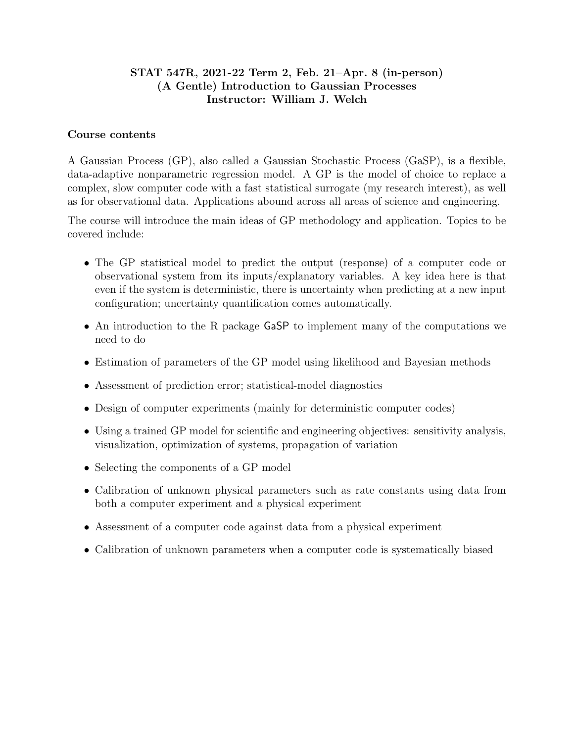# STAT 547R, 2021-22 Term 2, Feb. 21–Apr. 8 (in-person)
# (A Gentle) Introduction to Gaussian Processes
# Instructor: William J. Welch

## Course contents

A Gaussian Process (GP), also called a Gaussian Stochastic Process (GaSP), is a flexible, data-adaptive nonparametric regression model. A GP is the model of choice to replace a complex, slow computer code with a fast statistical surrogate (my research interest), as well as for observational data. Applications abound across all areas of science and engineering.

The course will introduce the main ideas of GP methodology and application. Topics to be covered include:

- The GP statistical model to predict the output (response) of a computer code or observational system from its inputs/explanatory variables. A key idea here is that even if the system is deterministic, there is uncertainty when predicting at a new input configuration; uncertainty quantification comes automatically.
- An introduction to the R package `GaSP` to implement many of the computations we need to do
- Estimation of parameters of the GP model using likelihood and Bayesian methods
- Assessment of prediction error; statistical-model diagnostics
- Design of computer experiments (mainly for deterministic computer codes)
- Using a trained GP model for scientific and engineering objectives: sensitivity analysis, visualization, optimization of systems, propagation of variation
- Selecting the components of a GP model
- Calibration of unknown physical parameters such as rate constants using data from both a computer experiment and a physical experiment
- Assessment of a computer code against data from a physical experiment
- Calibration of unknown parameters when a computer code is systematically biased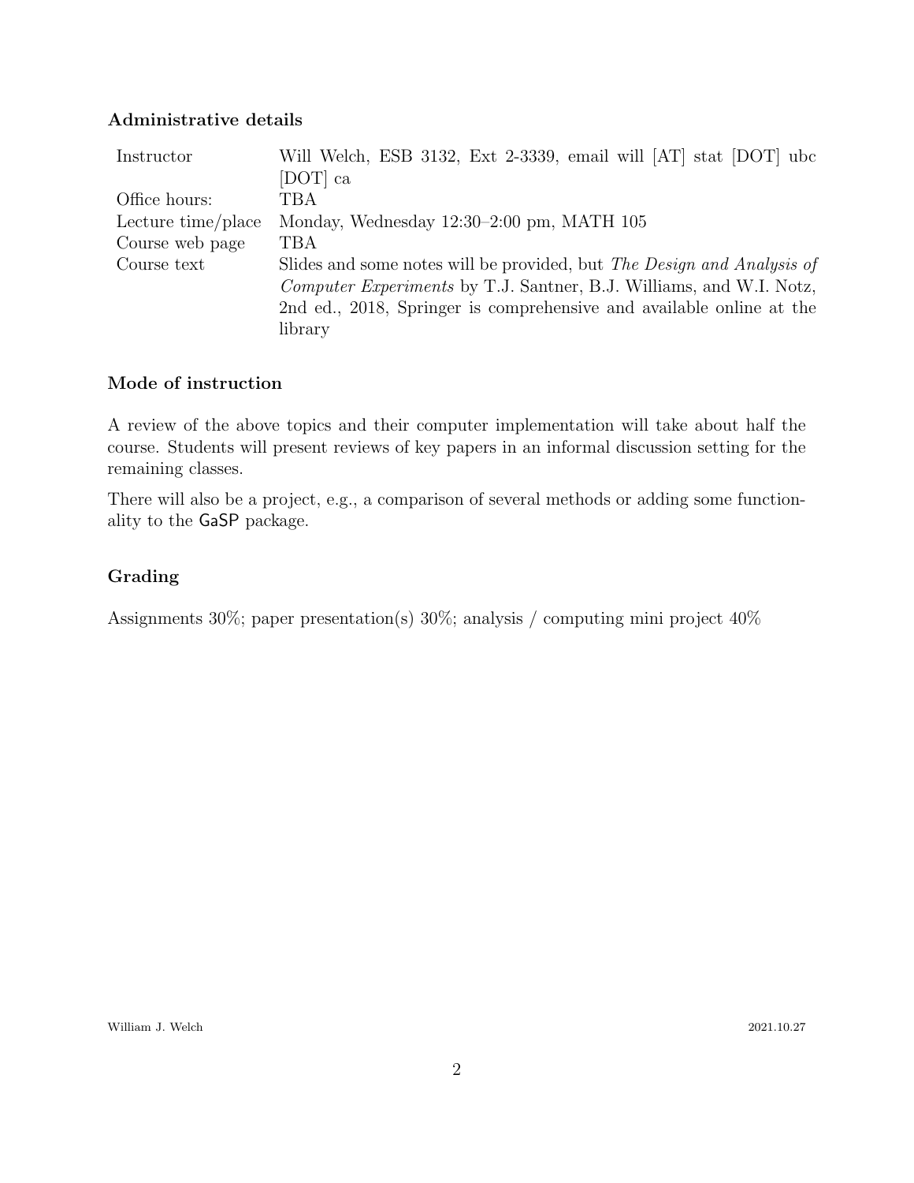### Administrative details

| | |
|---|---|
| Instructor | Will Welch, ESB 3132, Ext 2-3339, email will [AT] stat [DOT] ubc [DOT] ca |
| Office hours: | TBA |
| Lecture time/place | Monday, Wednesday 12:30–2:00 pm, MATH 105 |
| Course web page | TBA |
| Course text | Slides and some notes will be provided, but *The Design and Analysis of Computer Experiments* by T.J. Santner, B.J. Williams, and W.I. Notz, 2nd ed., 2018, Springer is comprehensive and available online at the library |

### Mode of instruction

A review of the above topics and their computer implementation will take about half the course. Students will present reviews of key papers in an informal discussion setting for the remaining classes.

There will also be a project, e.g., a comparison of several methods or adding some functionality to the GaSP package.

### Grading

Assignments 30%; paper presentation(s) 30%; analysis / computing mini project 40%